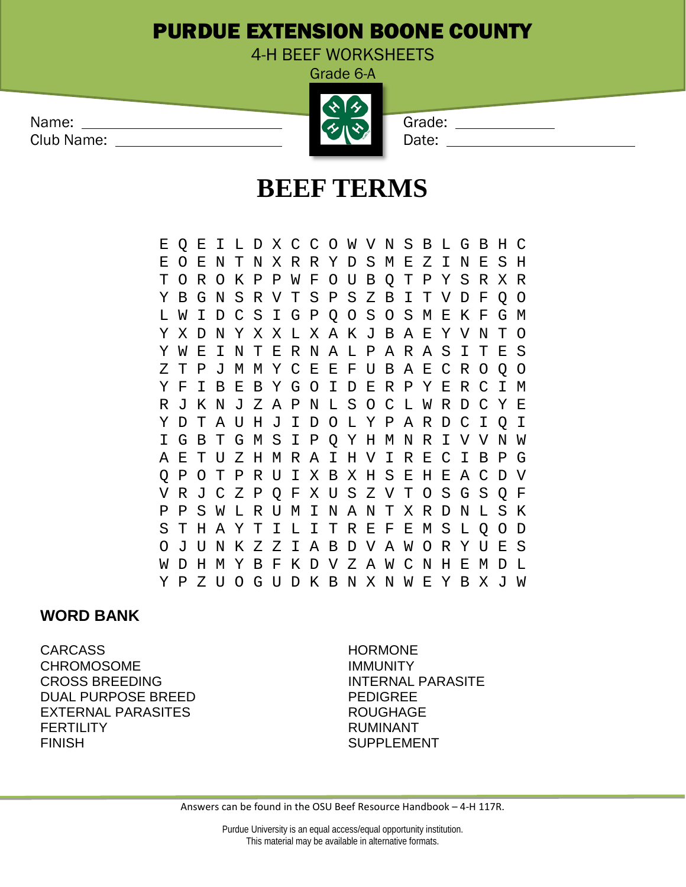# PURDUE EXTENSION BOONE COUNTY

4-H BEEF WORKSHEETS

Grade 6-A

Name: ____________________________ Grade: ______________

Club Name: ________________________ Date: ______________________

## BEEF TERMS

```
E Q E I L D X C C O W V N S B L G B H C
E O E N T N X R R Y D S M E Z I N E S H
T O R O K P P W F O U B Q T P Y S R X R
Y B G N S R V T S P S Z B I T V D F Q O
L W I D C S I G P Q O S O S M E K F G M
Y X D N Y X X L X A K J B A E Y V N T O
Y W E I N T E R N A L P A R A S I T E S
Z T P J M M Y C E E F U B A E C R O Q O
Y F I B E B Y G O I D E R P Y E R C I M
R J K N J Z A P N L S O C L W R D C Y E
Y D T A U H J I D O L Y P A R D C I Q I
I G B T G M S I P Q Y H M N R I V V N W
A E T U Z H M R A I H V I R E C I B P G
Q P O T P R U I X B X H S E H E A C D V
V R J C Z P Q F X U S Z V T O S G S Q F
P P S W L R U M I N A N T X R D N L S K
S T H A Y T I L I T R E F E M S L Q O D
O J U N K Z Z I A B D V A W O R Y U E S
W D H M Y B F K D V Z A W C N H E M D L
Y P Z U O G U D K B N X N W E Y B X J W
```

### WORD BANK

| | |
|---|---|
| CARCASS | HORMONE |
| CHROMOSOME | IMMUNITY |
| CROSS BREEDING | INTERNAL PARASITE |
| DUAL PURPOSE BREED | PEDIGREE |
| EXTERNAL PARASITES | ROUGHAGE |
| FERTILITY | RUMINANT |
| FINISH | SUPPLEMENT |

Answers can be found in the OSU Beef Resource Handbook – 4-H 117R.

Purdue University is an equal access/equal opportunity institution.
This material may be available in alternative formats.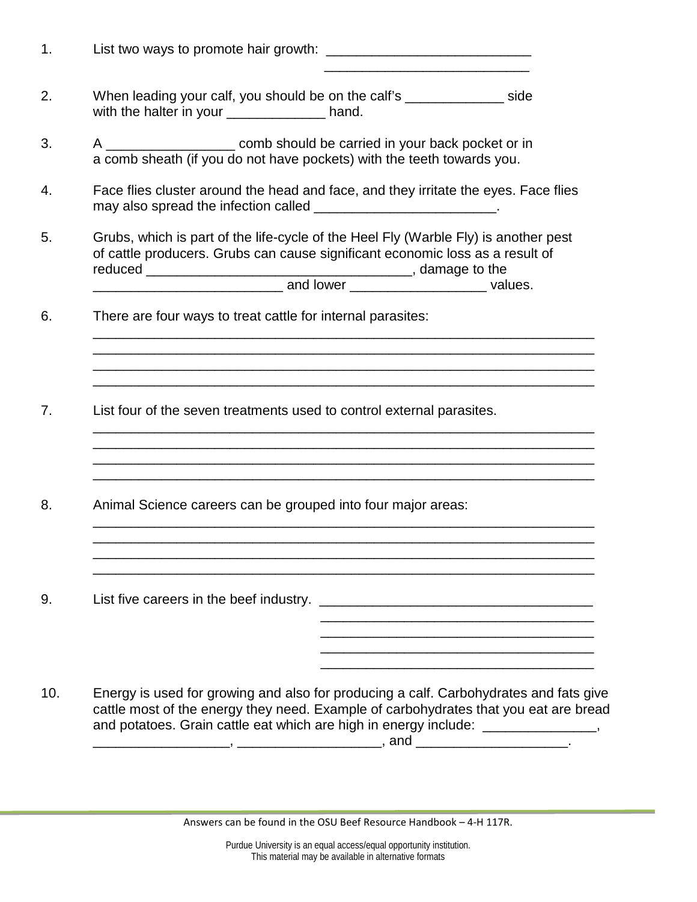1. List two ways to promote hair growth: ___________________________
   ___________________________

2. When leading your calf, you should be on the calf's _____________ side with the halter in your _____________ hand.

3. A _________________ comb should be carried in your back pocket or in a comb sheath (if you do not have pockets) with the teeth towards you.

4. Face flies cluster around the head and face, and they irritate the eyes. Face flies may also spread the infection called ________________________.

5. Grubs, which is part of the life-cycle of the Heel Fly (Warble Fly) is another pest of cattle producers. Grubs can cause significant economic loss as a result of reduced __________________________________, damage to the ________________________ and lower _________________ values.

6. There are four ways to treat cattle for internal parasites:
   _________________________________________________________________
   _________________________________________________________________
   _________________________________________________________________
   _________________________________________________________________

7. List four of the seven treatments used to control external parasites.
   _________________________________________________________________
   _________________________________________________________________
   _________________________________________________________________
   _________________________________________________________________

8. Animal Science careers can be grouped into four major areas:
   _________________________________________________________________
   _________________________________________________________________
   _________________________________________________________________
   _________________________________________________________________

9. List five careers in the beef industry. ___________________________________
   ___________________________________
   ___________________________________
   ___________________________________
   ___________________________________

10. Energy is used for growing and also for producing a calf. Carbohydrates and fats give cattle most of the energy they need. Example of carbohydrates that you eat are bread and potatoes. Grain cattle eat which are high in energy include: _______________, __________________, ___________________, and ____________________.

Answers can be found in the OSU Beef Resource Handbook – 4-H 117R.

Purdue University is an equal access/equal opportunity institution.
This material may be available in alternative formats